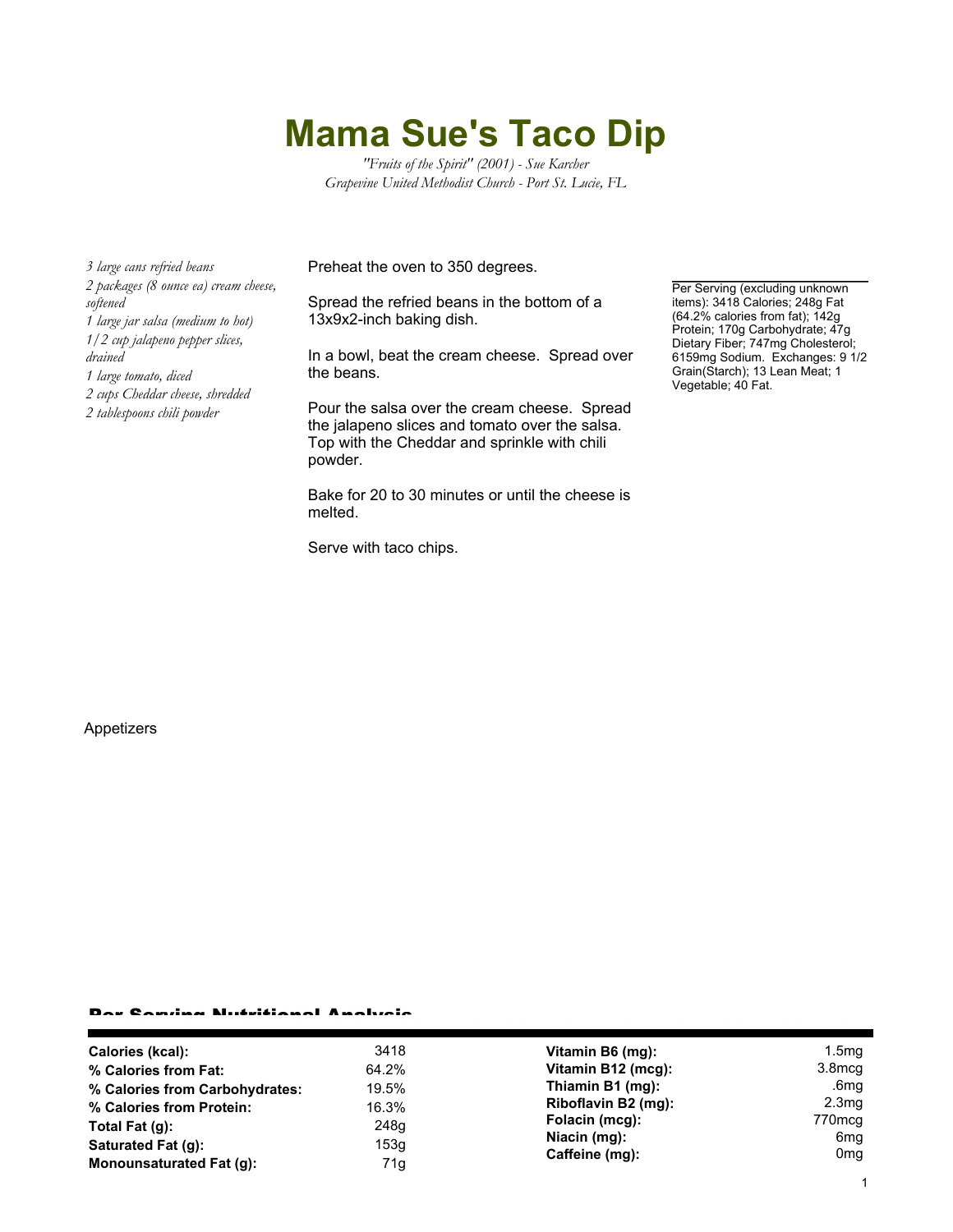# Mama Sue's Taco Dip

*"Fruits of the Spirit" (2001) - Sue Karcher*
*Grapevine United Methodist Church - Port St. Lucie, FL*

*3 large cans refried beans*
*2 packages (8 ounce ea) cream cheese, softened*
*1 large jar salsa (medium to hot)*
*1/2 cup jalapeno pepper slices, drained*
*1 large tomato, diced*
*2 cups Cheddar cheese, shredded*
*2 tablespoons chili powder*

Preheat the oven to 350 degrees.

Spread the refried beans in the bottom of a 13x9x2-inch baking dish.

In a bowl, beat the cream cheese. Spread over the beans.

Pour the salsa over the cream cheese. Spread the jalapeno slices and tomato over the salsa. Top with the Cheddar and sprinkle with chili powder.

Bake for 20 to 30 minutes or until the cheese is melted.

Serve with taco chips.

Per Serving (excluding unknown items): 3418 Calories; 248g Fat (64.2% calories from fat); 142g Protein; 170g Carbohydrate; 47g Dietary Fiber; 747mg Cholesterol; 6159mg Sodium. Exchanges: 9 1/2 Grain(Starch); 13 Lean Meat; 1 Vegetable; 40 Fat.

Appetizers

## Per Serving Nutritional Analysis

| | | | |
|---|---|---|---|
| **Calories (kcal):** | 3418 | **Vitamin B6 (mg):** | 1.5mg |
| **% Calories from Fat:** | 64.2% | **Vitamin B12 (mcg):** | 3.8mcg |
| **% Calories from Carbohydrates:** | 19.5% | **Thiamin B1 (mg):** | .6mg |
| **% Calories from Protein:** | 16.3% | **Riboflavin B2 (mg):** | 2.3mg |
| **Total Fat (g):** | 248g | **Folacin (mcg):** | 770mcg |
| **Saturated Fat (g):** | 153g | **Niacin (mg):** | 6mg |
| **Monounsaturated Fat (g):** | 71g | **Caffeine (mg):** | 0mg |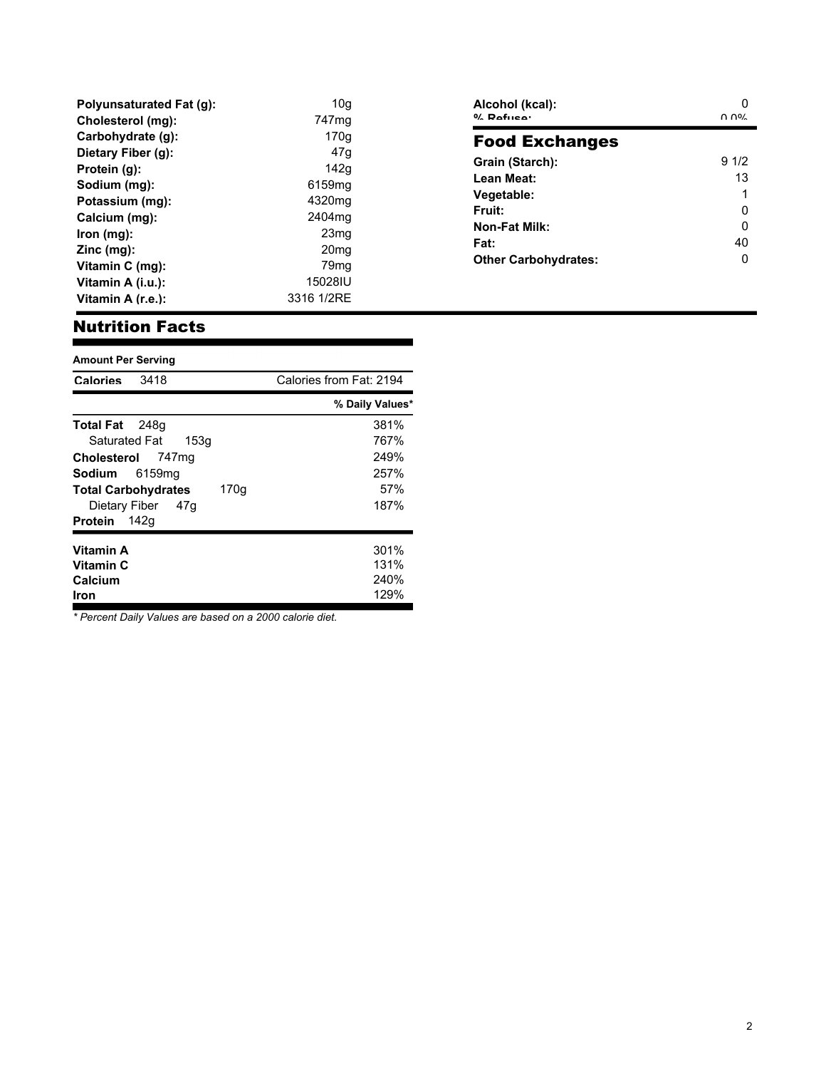| | |
|---|---|
| **Polyunsaturated Fat (g):** | 10g |
| **Cholesterol (mg):** | 747mg |
| **Carbohydrate (g):** | 170g |
| **Dietary Fiber (g):** | 47g |
| **Protein (g):** | 142g |
| **Sodium (mg):** | 6159mg |
| **Potassium (mg):** | 4320mg |
| **Calcium (mg):** | 2404mg |
| **Iron (mg):** | 23mg |
| **Zinc (mg):** | 20mg |
| **Vitamin C (mg):** | 79mg |
| **Vitamin A (i.u.):** | 15028IU |
| **Vitamin A (r.e.):** | 3316 1/2RE |

| | |
|---|---|
| **Alcohol (kcal):** | 0 |
| **% Refuse:** | 0.0% |

## Food Exchanges

| | |
|---|---|
| **Grain (Starch):** | 9 1/2 |
| **Lean Meat:** | 13 |
| **Vegetable:** | 1 |
| **Fruit:** | 0 |
| **Non-Fat Milk:** | 0 |
| **Fat:** | 40 |
| **Other Carbohydrates:** | 0 |

## Nutrition Facts

**Amount Per Serving**

| | |
|---|---|
| **Calories** 3418 | Calories from Fat: 2194 |
| | **% Daily Values*** |
| **Total Fat** 248g | 381% |
| Saturated Fat 153g | 767% |
| **Cholesterol** 747mg | 249% |
| **Sodium** 6159mg | 257% |
| **Total Carbohydrates** 170g | 57% |
| Dietary Fiber 47g | 187% |
| **Protein** 142g | |
| **Vitamin A** | 301% |
| **Vitamin C** | 131% |
| **Calcium** | 240% |
| **Iron** | 129% |

*\* Percent Daily Values are based on a 2000 calorie diet.*